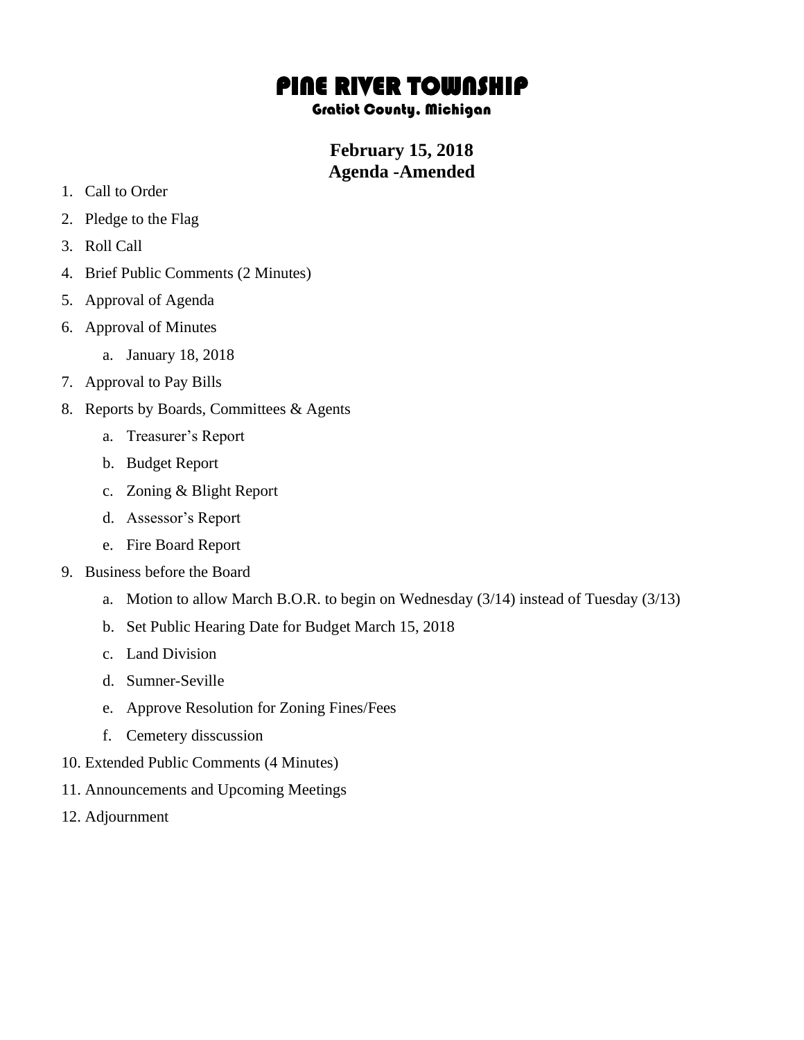# PINE RIVER TOWNSHIP

### Gratiot County, Michigan

## February 15, 2018
## Agenda -Amended

1. Call to Order
2. Pledge to the Flag
3. Roll Call
4. Brief Public Comments (2 Minutes)
5. Approval of Agenda
6. Approval of Minutes
   a. January 18, 2018
7. Approval to Pay Bills
8. Reports by Boards, Committees & Agents
   a. Treasurer's Report
   b. Budget Report
   c. Zoning & Blight Report
   d. Assessor's Report
   e. Fire Board Report
9. Business before the Board
   a. Motion to allow March B.O.R. to begin on Wednesday (3/14) instead of Tuesday (3/13)
   b. Set Public Hearing Date for Budget March 15, 2018
   c. Land Division
   d. Sumner-Seville
   e. Approve Resolution for Zoning Fines/Fees
   f. Cemetery disscussion
10. Extended Public Comments (4 Minutes)
11. Announcements and Upcoming Meetings
12. Adjournment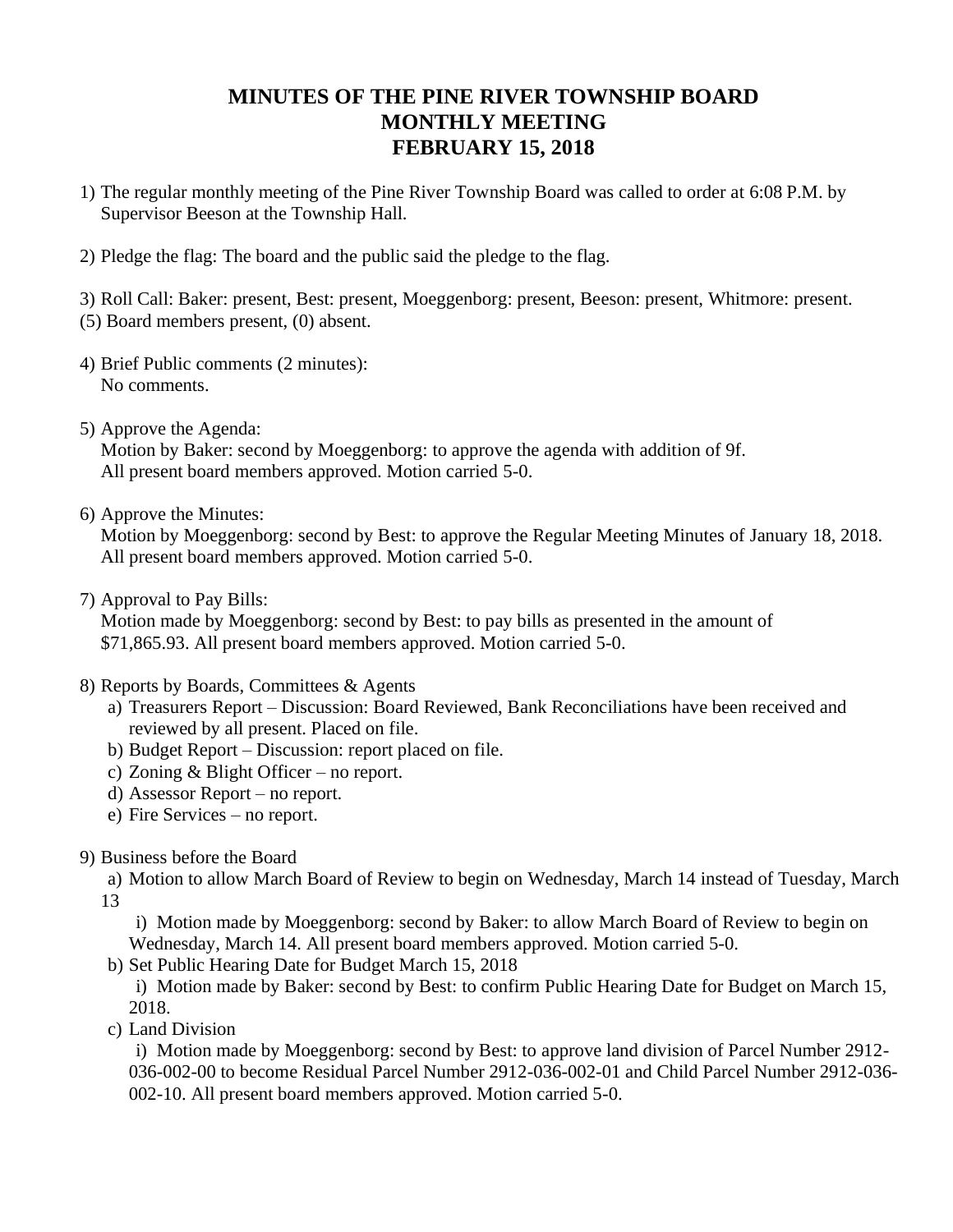# MINUTES OF THE PINE RIVER TOWNSHIP BOARD MONTHLY MEETING FEBRUARY 15, 2018

1) The regular monthly meeting of the Pine River Township Board was called to order at 6:08 P.M. by Supervisor Beeson at the Township Hall.

2) Pledge the flag: The board and the public said the pledge to the flag.

3) Roll Call: Baker: present, Best: present, Moeggenborg: present, Beeson: present, Whitmore: present.
(5) Board members present, (0) absent.

4) Brief Public comments (2 minutes):
   No comments.

5) Approve the Agenda:
   Motion by Baker: second by Moeggenborg: to approve the agenda with addition of 9f.
   All present board members approved. Motion carried 5-0.

6) Approve the Minutes:
   Motion by Moeggenborg: second by Best: to approve the Regular Meeting Minutes of January 18, 2018.
   All present board members approved. Motion carried 5-0.

7) Approval to Pay Bills:
   Motion made by Moeggenborg: second by Best: to pay bills as presented in the amount of $71,865.93. All present board members approved. Motion carried 5-0.

8) Reports by Boards, Committees & Agents
   a) Treasurers Report – Discussion: Board Reviewed, Bank Reconciliations have been received and reviewed by all present. Placed on file.
   b) Budget Report – Discussion: report placed on file.
   c) Zoning & Blight Officer – no report.
   d) Assessor Report – no report.
   e) Fire Services – no report.

9) Business before the Board
   a) Motion to allow March Board of Review to begin on Wednesday, March 14 instead of Tuesday, March 13
      i) Motion made by Moeggenborg: second by Baker: to allow March Board of Review to begin on Wednesday, March 14. All present board members approved. Motion carried 5-0.
   b) Set Public Hearing Date for Budget March 15, 2018
      i) Motion made by Baker: second by Best: to confirm Public Hearing Date for Budget on March 15, 2018.
   c) Land Division
      i) Motion made by Moeggenborg: second by Best: to approve land division of Parcel Number 2912-036-002-00 to become Residual Parcel Number 2912-036-002-01 and Child Parcel Number 2912-036-002-10. All present board members approved. Motion carried 5-0.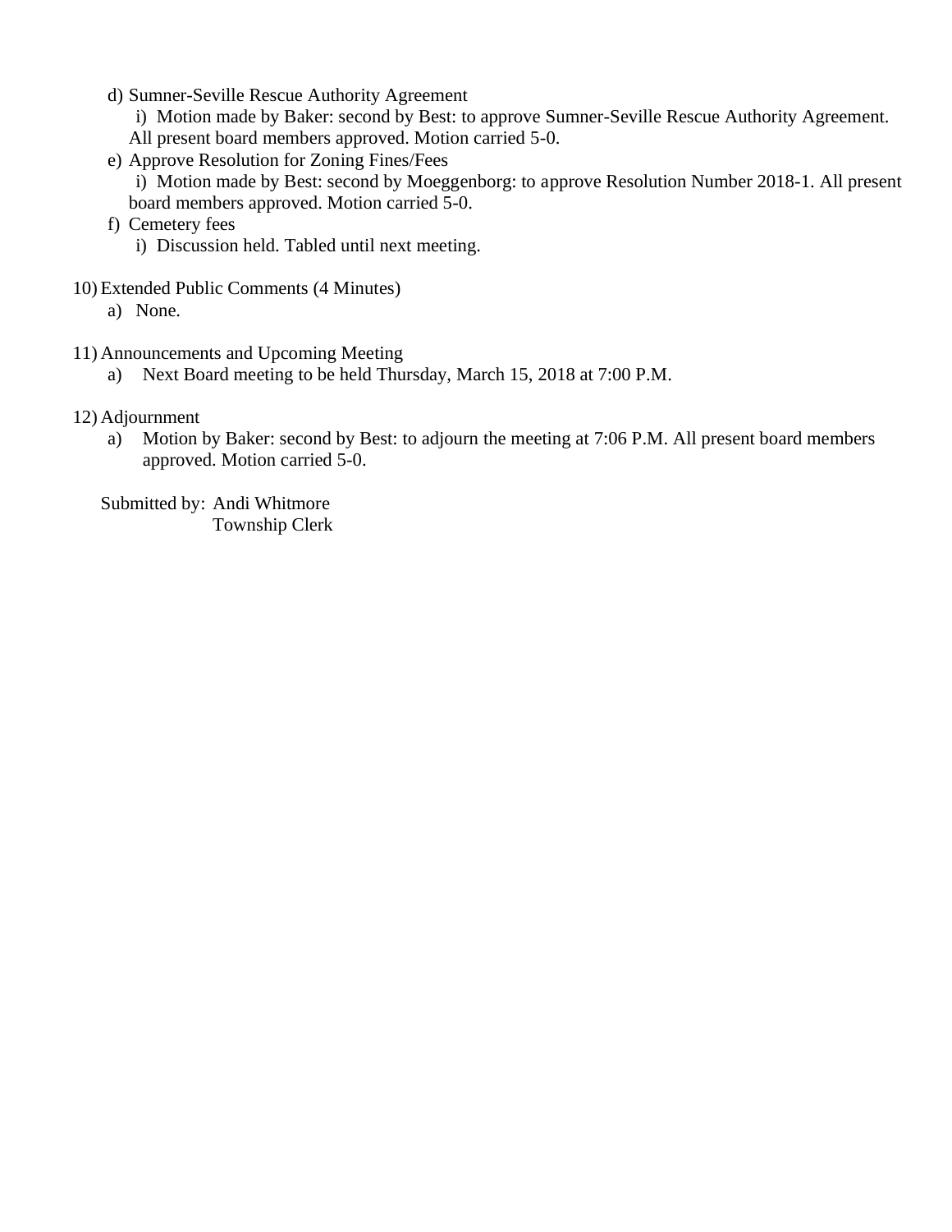d) Sumner-Seville Rescue Authority Agreement

    i) Motion made by Baker: second by Best: to approve Sumner-Seville Rescue Authority Agreement. All present board members approved. Motion carried 5-0.

e) Approve Resolution for Zoning Fines/Fees

    i) Motion made by Best: second by Moeggenborg: to approve Resolution Number 2018-1. All present board members approved. Motion carried 5-0.

f) Cemetery fees

    i) Discussion held. Tabled until next meeting.

10) Extended Public Comments (4 Minutes)

    a) None.

11) Announcements and Upcoming Meeting

    a) Next Board meeting to be held Thursday, March 15, 2018 at 7:00 P.M.

12) Adjournment

    a) Motion by Baker: second by Best: to adjourn the meeting at 7:06 P.M. All present board members approved. Motion carried 5-0.

Submitted by: Andi Whitmore
Township Clerk